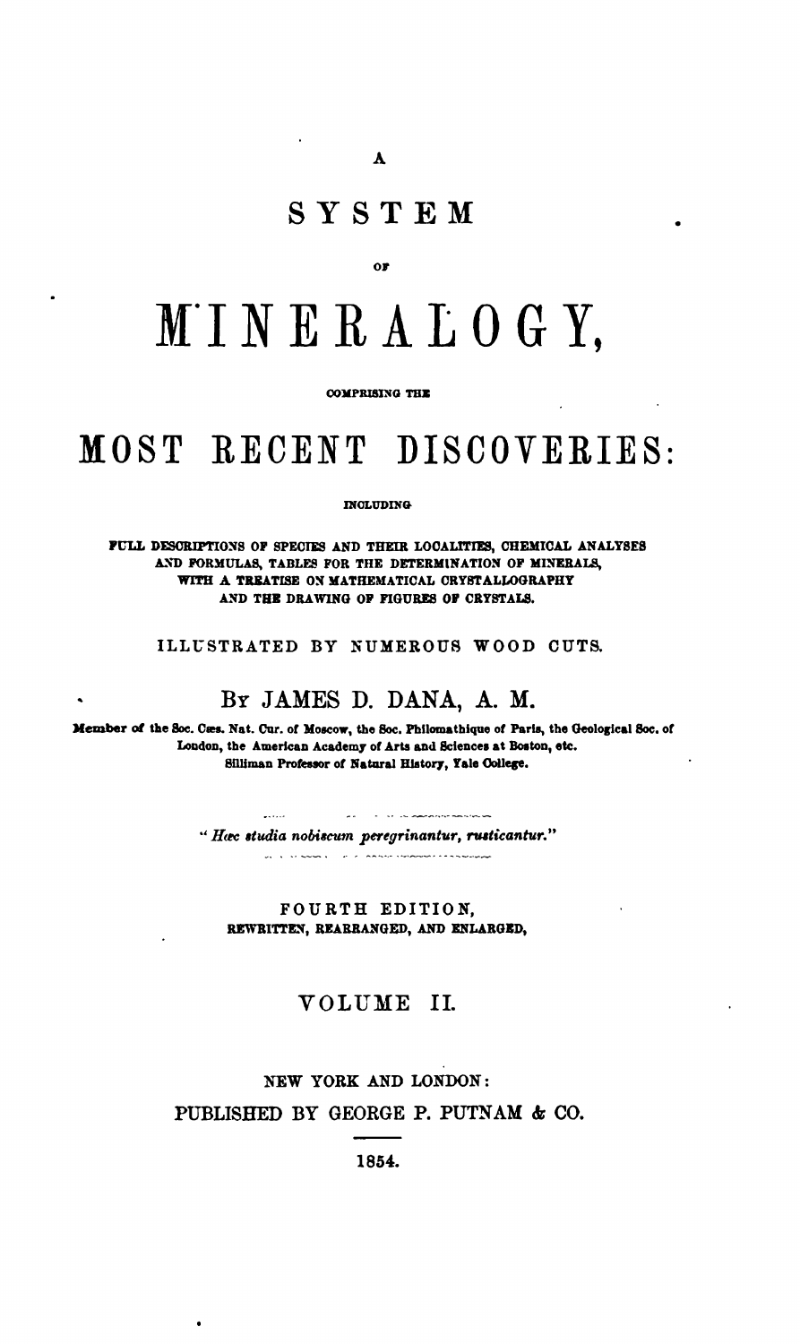A

# SYSTEM

OF

# MINERALOGY,

COMPRISING THE

# MOST RECENT DISCOVERIES:

INCLUDING

FULL DESCRIPTIONS OF SPECIES AND THEIR LOCALITIES, CHEMICAL ANALYSES AND FORMULAS, TABLES FOR THE DETERMINATION OF MINERALS, WITH A TREATISE ON MATHEMATICAL CRYSTALLOGRAPHY AND THE DRAWING OF FIGURES OF CRYSTALS.

ILLUSTRATED BY NUMEROUS WOOD CUTS.

BY JAMES D. DANA, A. M.

Member of the Soc. Cæs. Nat. Cur. of Moscow, the Soc. Philomathique of Paris, the Geological Soc. of London, the American Academy of Arts and Sciences at Boston, etc. Silliman Professor of Natural History, Yale College.

*"Hæc studia nobiscum peregrinantur, rusticantur."*

FOURTH EDITION,
REWRITTEN, REARRANGED, AND ENLARGED,

## VOLUME II.

NEW YORK AND LONDON:
PUBLISHED BY GEORGE P. PUTNAM & CO.

1854.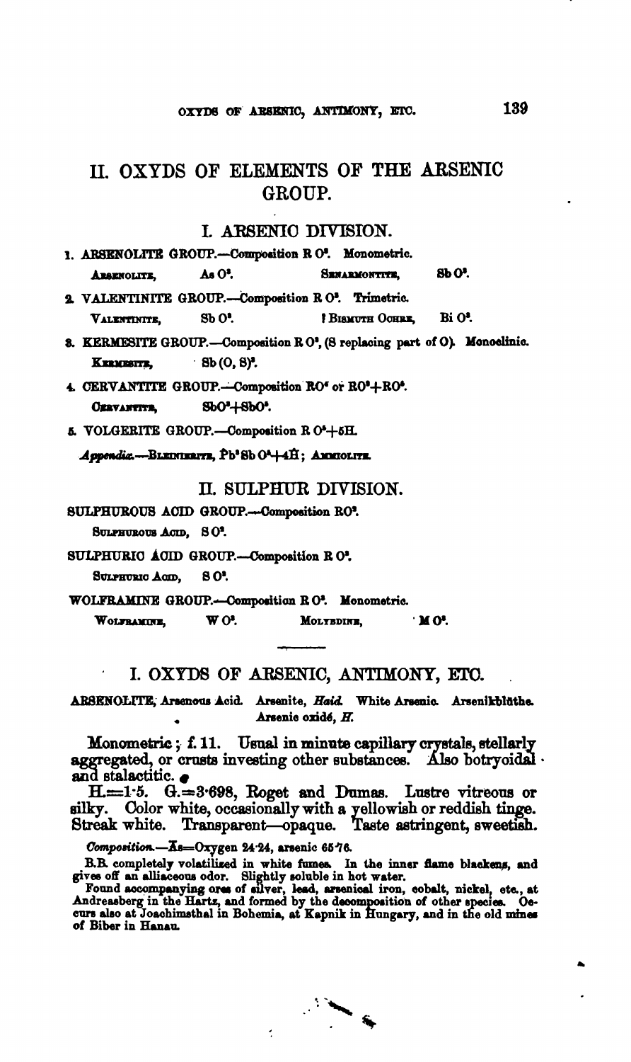# II. OXYDS OF ELEMENTS OF THE ARSENIC GROUP.

## I. ARSENIC DIVISION.

1. ARSENOLITE GROUP.—Composition $RO^3$. Monometric.
   ARSENOLITE, $AsO^3$. SENARMONTITE, $SbO^3$.
2. VALENTINITE GROUP.—Composition $RO^3$. Trimetric.
   VALENTINITE, $SbO^3$. ? BISMUTH OCHRE, $BiO^3$.
3. KERMESITE GROUP.—Composition $RO^3$, (S replacing part of O). Monoclinic.
   KERMESITE, $Sb(O, S)^3$.
4. CERVANTITE GROUP.—Composition $RO^4$ or $RO^3+RO^5$.
   CERVANTITE, $SbO^3+SbO^5$.
5. VOLGERITE GROUP.—Composition $RO^5+5H$.

*Appendix.*—BLEINIERITE, $\dot{P}b^3SbO^5+4\dot{H}$; AMMIOLITE.

## II. SULPHUR DIVISION.

SULPHUROUS ACID GROUP.—Composition $RO^2$.
SULPHUROUS ACID, $SO^2$.

SULPHURIC ACID GROUP.—Composition $RO^3$.
SULPHURIC ACID, $SO^3$.

WOLFRAMINE GROUP.—Composition $RO^3$. Monometric.
WOLFRAMINE, $WO^3$. MOLYBDINE, $MO^3$.

---

## I. OXYDS OF ARSENIC, ANTIMONY, ETC.

**ARSENOLITE**, Arsenous Acid. Arsenite, *Haid.* White Arsenic. Arsenikblüthe. Arsenic oxidé, *H.*

Monometric; f. 11. Usual in minute capillary crystals, stellarly aggregated, or crusts investing other substances. Also botryoidal and stalactitic.

H.=1·5. G.=3·698, Roget and Dumas. Lustre vitreous or silky. Color white, occasionally with a yellowish or reddish tinge. Streak white. Transparent—opaque. Taste astringent, sweetish.

*Composition.*—$\ddot{\overline{A}}s$=Oxygen 24·24, arsenic 65·76.

B.B. completely volatilized in white fumes. In the inner flame blackens, and gives off an alliaceous odor. Slightly soluble in hot water.

Found accompanying ores of silver, lead, arsenical iron, cobalt, nickel, etc., at Andreasberg in the Hartz, and formed by the decomposition of other species. Occurs also at Joachimsthal in Bohemia, at Kapnik in Hungary, and in the old mines of Biber in Hanau.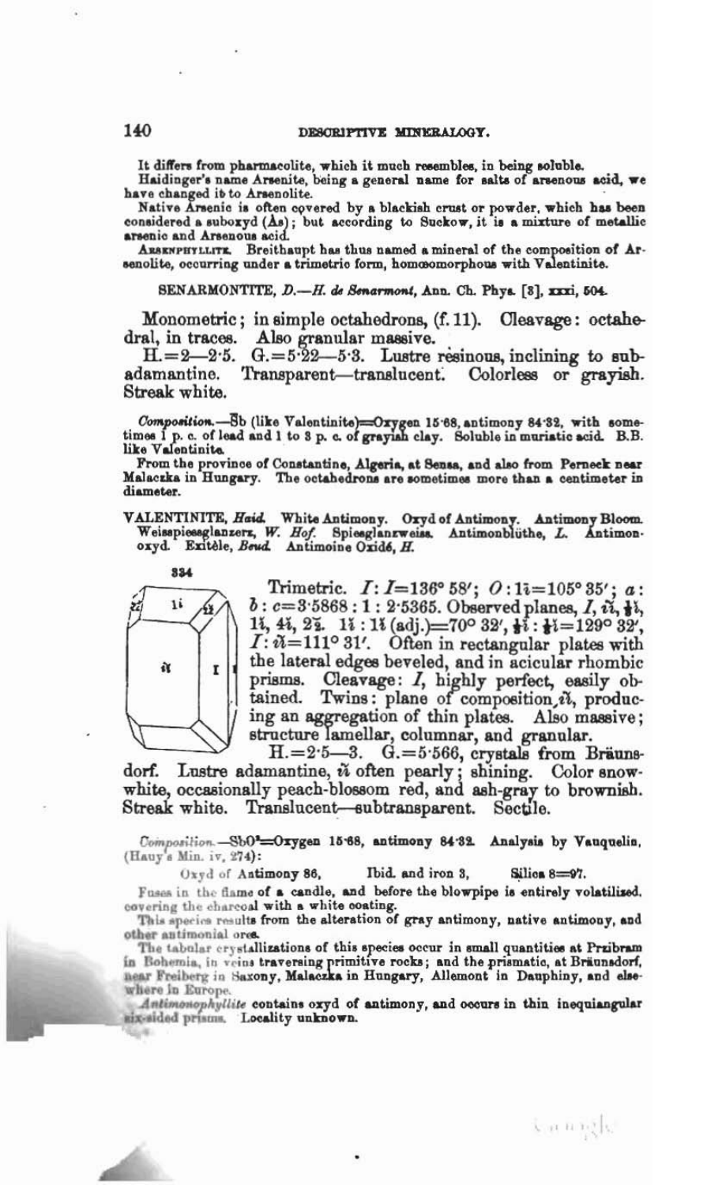It differs from pharmacolite, which it much resembles, in being soluble.

Haidinger's name Arsenite, being a general name for salts of arsenous acid, we have changed it to Arsenolite.

Native Arsenic is often covered by a blackish crust or powder, which has been considered a suboxyd ($\dot{A}s$); but according to Suckow, it is a mixture of metallic arsenic and Arsenous acid.

ARSENPHYLLITE. Breithaupt has thus named a mineral of the composition of Arsenolite, occurring under a trimetric form, homœomorphous with Valentinite.

## SENARMONTITE, *D.*—*H. de Senarmont*, Ann. Ch. Phys. [3], xxxi, 504.

Monometric; in simple octahedrons, (f. 11). Cleavage: octahedral, in traces. Also granular massive.

H.=2—2·5. G.=5·22—5·3. Lustre resinous, inclining to subadamantine. Transparent—translucent. Colorless or grayish. Streak white.

*Composition.*—$\ddot{S}b$ (like Valentinite)=Oxygen 15·68, antimony 84·32, with sometimes 1 p. c. of lead and 1 to 3 p. c. of grayish clay. Soluble in muriatic acid. B.B. like Valentinite.

From the province of Constantine, Algeria, at Sensa, and also from Perneck near Malaczka in Hungary. The octahedrons are sometimes more than a centimeter in diameter.

## VALENTINITE, *Haid.* White Antimony. Oxyd of Antimony. Antimony Bloom. Weisspiessglanzerz, *W. Hof.* Spiesglanzweiss. Antimonblüthe, *L.* Antimonoxyd. Exitèle, *Beud.* Antimoine Oxidé, *H.*

334

Trimetric. $I : I$=136° 58′; $O : 1\bar{i}$=105° 35′; $a : b : c$=3·5868 : 1 : 2·5365. Observed planes, $I$, $\tilde{i}\tilde{i}$, $\frac{1}{2}\bar{i}$, $1\bar{i}$, $4\bar{i}$, $2\bar{2}$. $1\bar{i} : 1\bar{i}$ (adj.)=70° 32′, $\frac{1}{2}\bar{i} : \frac{1}{2}\bar{i}$=129° 32′, $I : \tilde{i}\tilde{i}$=111° 31′. Often in rectangular plates with the lateral edges beveled, and in acicular rhombic prisms. Cleavage: $I$, highly perfect, easily obtained. Twins: plane of composition $\tilde{i}\tilde{i}$, producing an aggregation of thin plates. Also massive; structure lamellar, columnar, and granular.

H.=2·5—3. G.=5·566, crystals from Bräunsdorf. Lustre adamantine, $\tilde{i}\tilde{i}$ often pearly; shining. Color snow-white, occasionally peach-blossom red, and ash-gray to brownish. Streak white. Translucent—subtransparent. Sectile.

*Composition.*—$SbO^3$=Oxygen 15·68, antimony 84·32. Analysis by Vauquelin, (Hauy's Min. iv, 274):

Oxyd of Antimony 86, Ibid. and iron 3, Silica 8=97.

Fuses in the flame of a candle, and before the blowpipe is entirely volatilized, covering the charcoal with a white coating.

This species results from the alteration of gray antimony, native antimony, and other antimonial ores.

The tabular crystallizations of this species occur in small quantities at Przibram in Bohemia, in veins traversing primitive rocks; and the prismatic, at Bräunsdorf, near Freiberg in Saxony, Malaczka in Hungary, Allemont in Dauphiny, and elsewhere in Europe.

*Antimonophyllite* contains oxyd of antimony, and occurs in thin inequiangular six-sided prisms. Locality unknown.